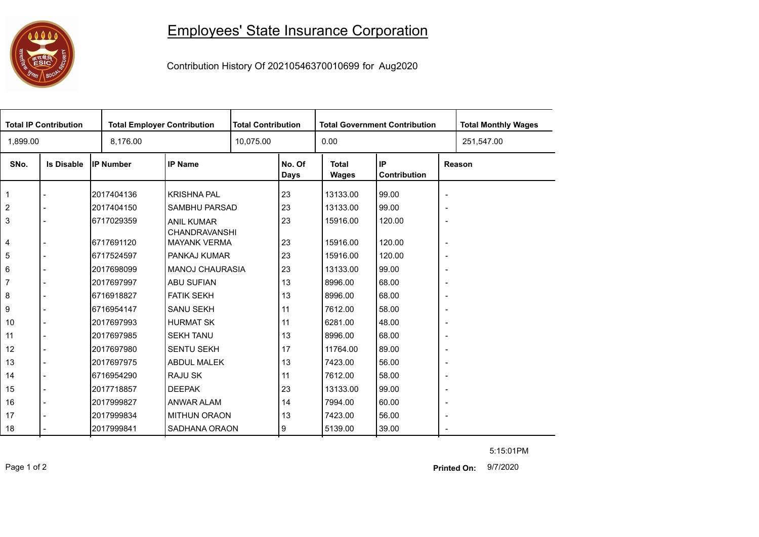# Employees' State Insurance Corporation

Contribution History Of 20210546370010699 for Aug2020

| Total IP Contribution | Total Employer Contribution | Total Contribution | Total Government Contribution | Total Monthly Wages |
|---|---|---|---|---|
| 1,899.00 | 8,176.00 | 10,075.00 | 0.00 | 251,547.00 |

| SNo. | Is Disable | IP Number | IP Name | No. Of Days | Total Wages | IP Contribution | Reason |
|---|---|---|---|---|---|---|---|
| 1 | - | 2017404136 | KRISHNA PAL | 23 | 13133.00 | 99.00 | - |
| 2 | - | 2017404150 | SAMBHU PARSAD | 23 | 13133.00 | 99.00 | - |
| 3 | - | 6717029359 | ANIL KUMAR CHANDRAVANSHI | 23 | 15916.00 | 120.00 | - |
| 4 | - | 6717691120 | MAYANK VERMA | 23 | 15916.00 | 120.00 | - |
| 5 | - | 6717524597 | PANKAJ KUMAR | 23 | 15916.00 | 120.00 | - |
| 6 | - | 2017698099 | MANOJ CHAURASIA | 23 | 13133.00 | 99.00 | - |
| 7 | - | 2017697997 | ABU SUFIAN | 13 | 8996.00 | 68.00 | - |
| 8 | - | 6716918827 | FATIK SEKH | 13 | 8996.00 | 68.00 | - |
| 9 | - | 6716954147 | SANU SEKH | 11 | 7612.00 | 58.00 | - |
| 10 | - | 2017697993 | HURMAT SK | 11 | 6281.00 | 48.00 | - |
| 11 | - | 2017697985 | SEKH TANU | 13 | 8996.00 | 68.00 | - |
| 12 | - | 2017697980 | SENTU SEKH | 17 | 11764.00 | 89.00 | - |
| 13 | - | 2017697975 | ABDUL MALEK | 13 | 7423.00 | 56.00 | - |
| 14 | - | 6716954290 | RAJU SK | 11 | 7612.00 | 58.00 | - |
| 15 | - | 2017718857 | DEEPAK | 23 | 13133.00 | 99.00 | - |
| 16 | - | 2017999827 | ANWAR ALAM | 14 | 7994.00 | 60.00 | - |
| 17 | - | 2017999834 | MITHUN ORAON | 13 | 7423.00 | 56.00 | - |
| 18 | - | 2017999841 | SADHANA ORAON | 9 | 5139.00 | 39.00 | - |

5:15:01PM

**Printed On:** 9/7/2020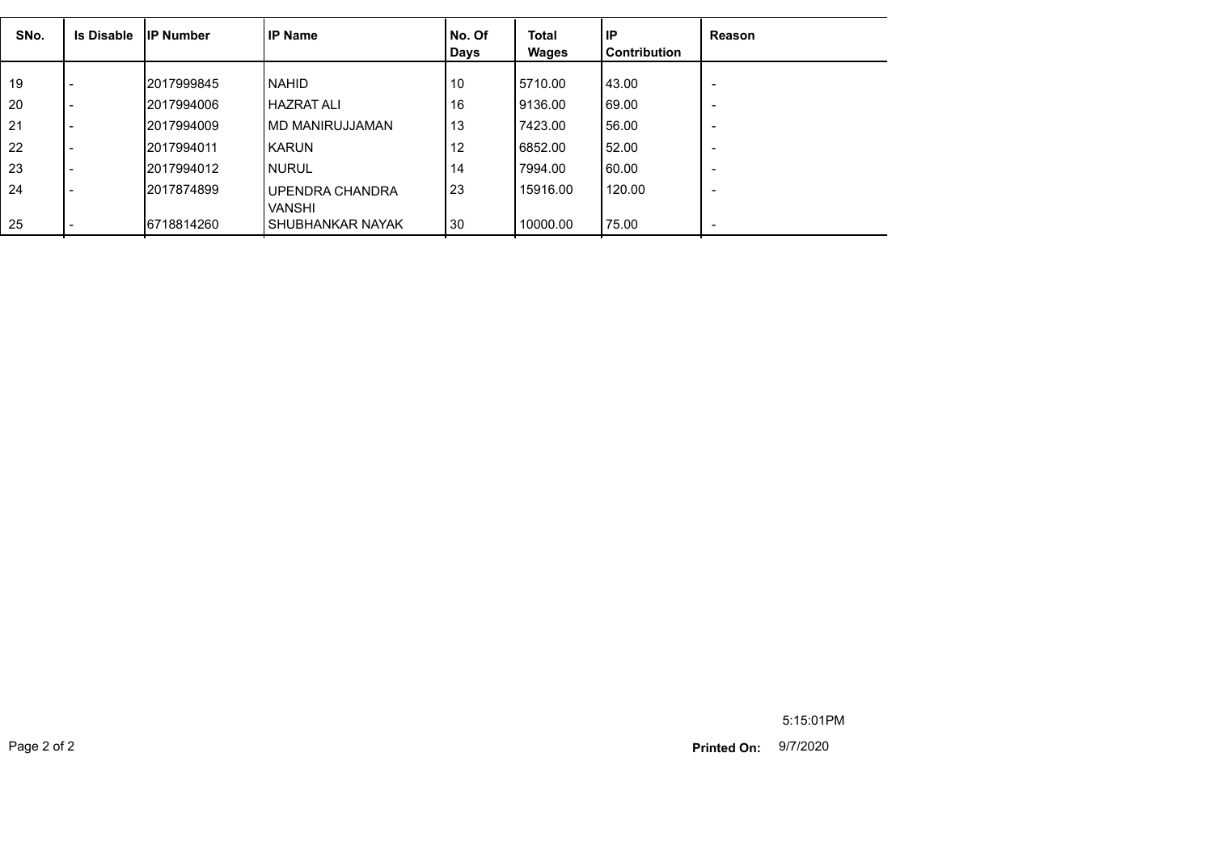| SNo. | Is Disable | IP Number | IP Name | No. Of Days | Total Wages | IP Contribution | Reason |
|---|---|---|---|---|---|---|---|
| 19 | - | 2017999845 | NAHID | 10 | 5710.00 | 43.00 | - |
| 20 | - | 2017994006 | HAZRAT ALI | 16 | 9136.00 | 69.00 | - |
| 21 | - | 2017994009 | MD MANIRUJJAMAN | 13 | 7423.00 | 56.00 | - |
| 22 | - | 2017994011 | KARUN | 12 | 6852.00 | 52.00 | - |
| 23 | - | 2017994012 | NURUL | 14 | 7994.00 | 60.00 | - |
| 24 | - | 2017874899 | UPENDRA CHANDRA VANSHI | 23 | 15916.00 | 120.00 | - |
| 25 | - | 6718814260 | SHUBHANKAR NAYAK | 30 | 10000.00 | 75.00 | - |

5:15:01PM

**Printed On:** 9/7/2020